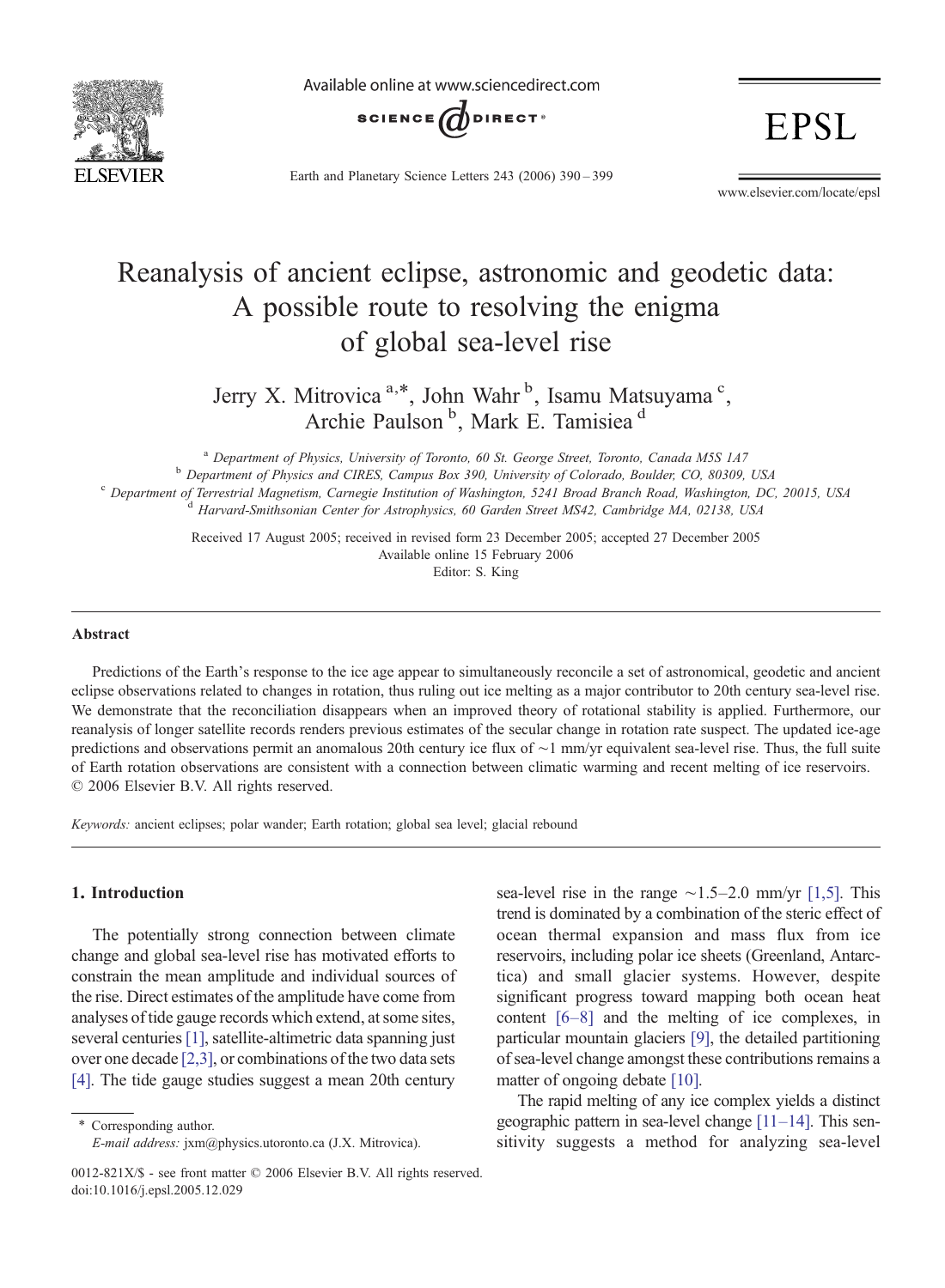# Reanalysis of ancient eclipse, astronomic and geodetic data: A possible route to resolving the enigma of global sea-level rise

Jerry X. Mitrovica [a,*], John Wahr [b], Isamu Matsuyama [c], Archie Paulson [b], Mark E. Tamisiea [d]

[a] Department of Physics, University of Toronto, 60 St. George Street, Toronto, Canada M5S 1A7
[b] Department of Physics and CIRES, Campus Box 390, University of Colorado, Boulder, CO, 80309, USA
[c] Department of Terrestrial Magnetism, Carnegie Institution of Washington, 5241 Broad Branch Road, Washington, DC, 20015, USA
[d] Harvard-Smithsonian Center for Astrophysics, 60 Garden Street MS42, Cambridge MA, 02138, USA

Received 17 August 2005; received in revised form 23 December 2005; accepted 27 December 2005
Available online 15 February 2006
Editor: S. King

## Abstract

Predictions of the Earth's response to the ice age appear to simultaneously reconcile a set of astronomical, geodetic and ancient eclipse observations related to changes in rotation, thus ruling out ice melting as a major contributor to 20th century sea-level rise. We demonstrate that the reconciliation disappears when an improved theory of rotational stability is applied. Furthermore, our reanalysis of longer satellite records renders previous estimates of the secular change in rotation rate suspect. The updated ice-age predictions and observations permit an anomalous 20th century ice flux of ~1 mm/yr equivalent sea-level rise. Thus, the full suite of Earth rotation observations are consistent with a connection between climatic warming and recent melting of ice reservoirs.
© 2006 Elsevier B.V. All rights reserved.

*Keywords:* ancient eclipses; polar wander; Earth rotation; global sea level; glacial rebound

## 1. Introduction

The potentially strong connection between climate change and global sea-level rise has motivated efforts to constrain the mean amplitude and individual sources of the rise. Direct estimates of the amplitude have come from analyses of tide gauge records which extend, at some sites, several centuries [1], satellite-altimetric data spanning just over one decade [2,3], or combinations of the two data sets [4]. The tide gauge studies suggest a mean 20th century sea-level rise in the range ~1.5–2.0 mm/yr [1,5]. This trend is dominated by a combination of the steric effect of ocean thermal expansion and mass flux from ice reservoirs, including polar ice sheets (Greenland, Antarctica) and small glacier systems. However, despite significant progress toward mapping both ocean heat content [6–8] and the melting of ice complexes, in particular mountain glaciers [9], the detailed partitioning of sea-level change amongst these contributions remains a matter of ongoing debate [10].

The rapid melting of any ice complex yields a distinct geographic pattern in sea-level change [11–14]. This sensitivity suggests a method for analyzing sea-level

* Corresponding author.
*E-mail address:* jxm@physics.utoronto.ca (J.X. Mitrovica).

0012-821X/$ - see front matter © 2006 Elsevier B.V. All rights reserved.
doi:10.1016/j.epsl.2005.12.029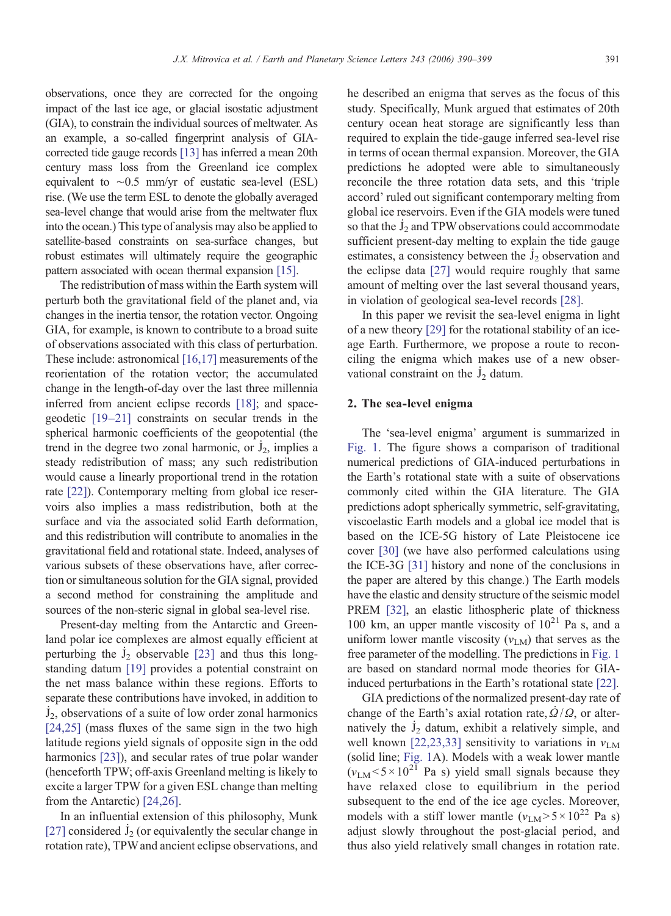observations, once they are corrected for the ongoing impact of the last ice age, or glacial isostatic adjustment (GIA), to constrain the individual sources of meltwater. As an example, a so-called fingerprint analysis of GIA-corrected tide gauge records [13] has inferred a mean 20th century mass loss from the Greenland ice complex equivalent to ~0.5 mm/yr of eustatic sea-level (ESL) rise. (We use the term ESL to denote the globally averaged sea-level change that would arise from the meltwater flux into the ocean.) This type of analysis may also be applied to satellite-based constraints on sea-surface changes, but robust estimates will ultimately require the geographic pattern associated with ocean thermal expansion [15].

The redistribution of mass within the Earth system will perturb both the gravitational field of the planet and, via changes in the inertia tensor, the rotation vector. Ongoing GIA, for example, is known to contribute to a broad suite of observations associated with this class of perturbation. These include: astronomical [16,17] measurements of the reorientation of the rotation vector; the accumulated change in the length-of-day over the last three millennia inferred from ancient eclipse records [18]; and space-geodetic [19–21] constraints on secular trends in the spherical harmonic coefficients of the geopotential (the trend in the degree two zonal harmonic, or $\dot{J}_2$, implies a steady redistribution of mass; any such redistribution would cause a linearly proportional trend in the rotation rate [22]). Contemporary melting from global ice reservoirs also implies a mass redistribution, both at the surface and via the associated solid Earth deformation, and this redistribution will contribute to anomalies in the gravitational field and rotational state. Indeed, analyses of various subsets of these observations have, after correction or simultaneous solution for the GIA signal, provided a second method for constraining the amplitude and sources of the non-steric signal in global sea-level rise.

Present-day melting from the Antarctic and Greenland polar ice complexes are almost equally efficient at perturbing the $\dot{J}_2$ observable [23] and thus this long-standing datum [19] provides a potential constraint on the net mass balance within these regions. Efforts to separate these contributions have invoked, in addition to $\dot{J}_2$, observations of a suite of low order zonal harmonics [24,25] (mass fluxes of the same sign in the two high latitude regions yield signals of opposite sign in the odd harmonics [23]), and secular rates of true polar wander (henceforth TPW; off-axis Greenland melting is likely to excite a larger TPW for a given ESL change than melting from the Antarctic) [24,26].

In an influential extension of this philosophy, Munk [27] considered $\dot{J}_2$ (or equivalently the secular change in rotation rate), TPW and ancient eclipse observations, and he described an enigma that serves as the focus of this study. Specifically, Munk argued that estimates of 20th century ocean heat storage are significantly less than required to explain the tide-gauge inferred sea-level rise in terms of ocean thermal expansion. Moreover, the GIA predictions he adopted were able to simultaneously reconcile the three rotation data sets, and this 'triple accord' ruled out significant contemporary melting from global ice reservoirs. Even if the GIA models were tuned so that the $\dot{J}_2$ and TPW observations could accommodate sufficient present-day melting to explain the tide gauge estimates, a consistency between the $\dot{J}_2$ observation and the eclipse data [27] would require roughly that same amount of melting over the last several thousand years, in violation of geological sea-level records [28].

In this paper we revisit the sea-level enigma in light of a new theory [29] for the rotational stability of an ice-age Earth. Furthermore, we propose a route to reconciling the enigma which makes use of a new observational constraint on the $\dot{J}_2$ datum.

## 2. The sea-level enigma

The 'sea-level enigma' argument is summarized in Fig. 1. The figure shows a comparison of traditional numerical predictions of GIA-induced perturbations in the Earth's rotational state with a suite of observations commonly cited within the GIA literature. The GIA predictions adopt spherically symmetric, self-gravitating, viscoelastic Earth models and a global ice model that is based on the ICE-5G history of Late Pleistocene ice cover [30] (we have also performed calculations using the ICE-3G [31] history and none of the conclusions in the paper are altered by this change.) The Earth models have the elastic and density structure of the seismic model PREM [32], an elastic lithospheric plate of thickness 100 km, an upper mantle viscosity of $10^{21}$ Pa s, and a uniform lower mantle viscosity ($\nu_{LM}$) that serves as the free parameter of the modelling. The predictions in Fig. 1 are based on standard normal mode theories for GIA-induced perturbations in the Earth's rotational state [22].

GIA predictions of the normalized present-day rate of change of the Earth's axial rotation rate, $\dot{\Omega}/\Omega$, or alternatively the $\dot{J}_2$ datum, exhibit a relatively simple, and well known [22,23,33] sensitivity to variations in $\nu_{LM}$ (solid line; Fig. 1A). Models with a weak lower mantle ($\nu_{LM} < 5 \times 10^{21}$ Pa s) yield small signals because they have relaxed close to equilibrium in the period subsequent to the end of the ice age cycles. Moreover, models with a stiff lower mantle ($\nu_{LM} > 5 \times 10^{22}$ Pa s) adjust slowly throughout the post-glacial period, and thus also yield relatively small changes in rotation rate.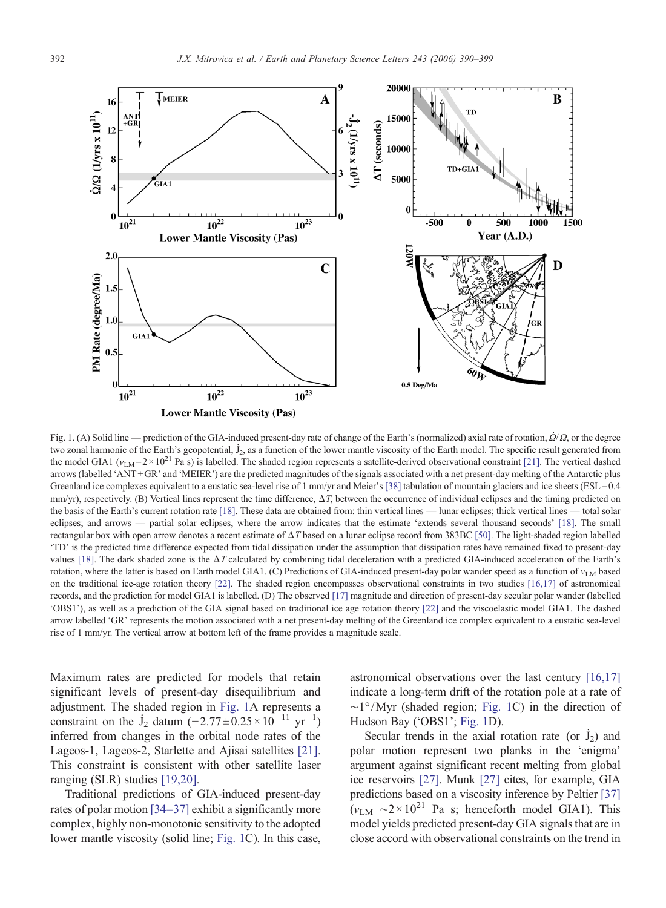Fig. 1. (A) Solid line — prediction of the GIA-induced present-day rate of change of the Earth's (normalized) axial rate of rotation, $\dot{\Omega}/\Omega$, or the degree two zonal harmonic of the Earth's geopotential, $\dot{J}_2$, as a function of the lower mantle viscosity of the Earth model. The specific result generated from the model GIA1 ($\nu_{LM} = 2 \times 10^{21}$ Pa s) is labelled. The shaded region represents a satellite-derived observational constraint [21]. The vertical dashed arrows (labelled 'ANT+GR' and 'MEIER') are the predicted magnitudes of the signals associated with a net present-day melting of the Antarctic plus Greenland ice complexes equivalent to a eustatic sea-level rise of 1 mm/yr and Meier's [38] tabulation of mountain glaciers and ice sheets (ESL = 0.4 mm/yr), respectively. (B) Vertical lines represent the time difference, $\Delta T$, between the occurrence of individual eclipses and the timing predicted on the basis of the Earth's current rotation rate [18]. These data are obtained from: thin vertical lines — lunar eclipses; thick vertical lines — total solar eclipses; and arrows — partial solar eclipses, where the arrow indicates that the estimate 'extends several thousand seconds' [18]. The small rectangular box with open arrow denotes a recent estimate of $\Delta T$ based on a lunar eclipse record from 383BC [50]. The light-shaded region labelled 'TD' is the predicted time difference expected from tidal dissipation under the assumption that dissipation rates have remained fixed to present-day values [18]. The dark shaded zone is the $\Delta T$ calculated by combining tidal deceleration with a predicted GIA-induced acceleration of the Earth's rotation, where the latter is based on Earth model GIA1. (C) Predictions of GIA-induced present-day polar wander speed as a function of $\nu_{LM}$ based on the traditional ice-age rotation theory [22]. The shaded region encompasses observational constraints in two studies [16,17] of astronomical records, and the prediction for model GIA1 is labelled. (D) The observed [17] magnitude and direction of present-day secular polar wander (labelled 'OBS1'), as well as a prediction of the GIA signal based on traditional ice age rotation theory [22] and the viscoelastic model GIA1. The dashed arrow labelled 'GR' represents the motion associated with a net present-day melting of the Greenland ice complex equivalent to a eustatic sea-level rise of 1 mm/yr. The vertical arrow at bottom left of the frame provides a magnitude scale.

Maximum rates are predicted for models that retain significant levels of present-day disequilibrium and adjustment. The shaded region in Fig. 1A represents a constraint on the $\dot{J}_2$ datum ($-2.77 \pm 0.25 \times 10^{-11}$ yr$^{-1}$) inferred from changes in the orbital node rates of the Lageos-1, Lageos-2, Starlette and Ajisai satellites [21]. This constraint is consistent with other satellite laser ranging (SLR) studies [19,20].

Traditional predictions of GIA-induced present-day rates of polar motion [34–37] exhibit a significantly more complex, highly non-monotonic sensitivity to the adopted lower mantle viscosity (solid line; Fig. 1C). In this case, astronomical observations over the last century [16,17] indicate a long-term drift of the rotation pole at a rate of $\sim 1°$/Myr (shaded region; Fig. 1C) in the direction of Hudson Bay ('OBS1'; Fig. 1D).

Secular trends in the axial rotation rate (or $\dot{J}_2$) and polar motion represent two planks in the 'enigma' argument against significant recent melting from global ice reservoirs [27]. Munk [27] cites, for example, GIA predictions based on a viscosity inference by Peltier [37] ($\nu_{LM} \sim 2 \times 10^{21}$ Pa s; henceforth model GIA1). This model yields predicted present-day GIA signals that are in close accord with observational constraints on the trend in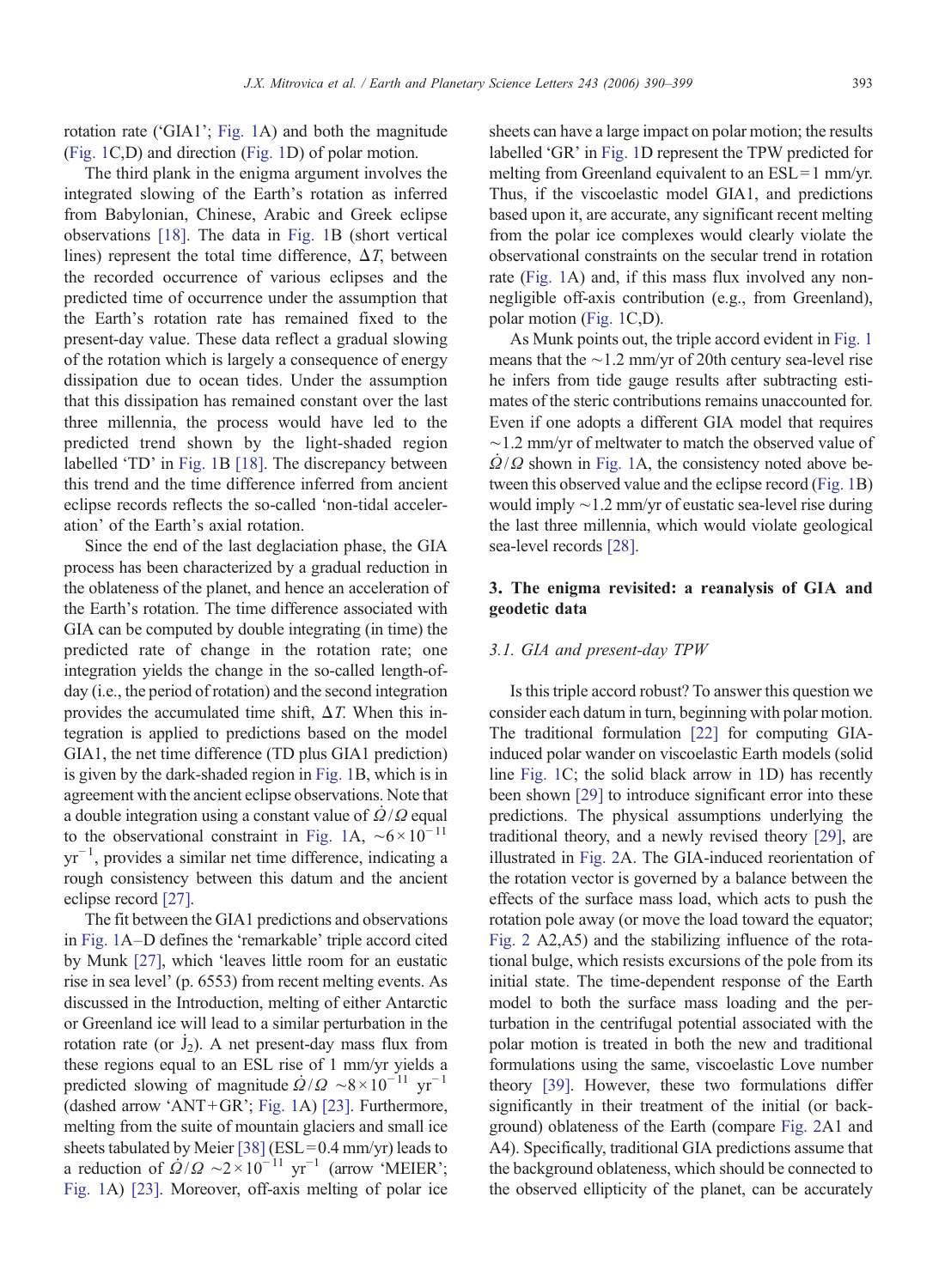rotation rate ('GIA1'; Fig. 1A) and both the magnitude (Fig. 1C,D) and direction (Fig. 1D) of polar motion.

The third plank in the enigma argument involves the integrated slowing of the Earth's rotation as inferred from Babylonian, Chinese, Arabic and Greek eclipse observations [18]. The data in Fig. 1B (short vertical lines) represent the total time difference, $\Delta T$, between the recorded occurrence of various eclipses and the predicted time of occurrence under the assumption that the Earth's rotation rate has remained fixed to the present-day value. These data reflect a gradual slowing of the rotation which is largely a consequence of energy dissipation due to ocean tides. Under the assumption that this dissipation has remained constant over the last three millennia, the process would have led to the predicted trend shown by the light-shaded region labelled 'TD' in Fig. 1B [18]. The discrepancy between this trend and the time difference inferred from ancient eclipse records reflects the so-called 'non-tidal acceleration' of the Earth's axial rotation.

Since the end of the last deglaciation phase, the GIA process has been characterized by a gradual reduction in the oblateness of the planet, and hence an acceleration of the Earth's rotation. The time difference associated with GIA can be computed by double integrating (in time) the predicted rate of change in the rotation rate; one integration yields the change in the so-called length-of-day (i.e., the period of rotation) and the second integration provides the accumulated time shift, $\Delta T$. When this integration is applied to predictions based on the model GIA1, the net time difference (TD plus GIA1 prediction) is given by the dark-shaded region in Fig. 1B, which is in agreement with the ancient eclipse observations. Note that a double integration using a constant value of $\dot{\Omega}/\Omega$ equal to the observational constraint in Fig. 1A, $\sim 6\times10^{-11}$ yr$^{-1}$, provides a similar net time difference, indicating a rough consistency between this datum and the ancient eclipse record [27].

The fit between the GIA1 predictions and observations in Fig. 1A–D defines the 'remarkable' triple accord cited by Munk [27], which 'leaves little room for an eustatic rise in sea level' (p. 6553) from recent melting events. As discussed in the Introduction, melting of either Antarctic or Greenland ice will lead to a similar perturbation in the rotation rate (or $\dot{J}_2$). A net present-day mass flux from these regions equal to an ESL rise of 1 mm/yr yields a predicted slowing of magnitude $\dot{\Omega}/\Omega \sim 8\times10^{-11}$ yr$^{-1}$ (dashed arrow 'ANT+GR'; Fig. 1A) [23]. Furthermore, melting from the suite of mountain glaciers and small ice sheets tabulated by Meier [38] (ESL = 0.4 mm/yr) leads to a reduction of $\dot{\Omega}/\Omega \sim 2\times10^{-11}$ yr$^{-1}$ (arrow 'MEIER'; Fig. 1A) [23]. Moreover, off-axis melting of polar ice sheets can have a large impact on polar motion; the results labelled 'GR' in Fig. 1D represent the TPW predicted for melting from Greenland equivalent to an ESL = 1 mm/yr. Thus, if the viscoelastic model GIA1, and predictions based upon it, are accurate, any significant recent melting from the polar ice complexes would clearly violate the observational constraints on the secular trend in rotation rate (Fig. 1A) and, if this mass flux involved any non-negligible off-axis contribution (e.g., from Greenland), polar motion (Fig. 1C,D).

As Munk points out, the triple accord evident in Fig. 1 means that the ~1.2 mm/yr of 20th century sea-level rise he infers from tide gauge results after subtracting estimates of the steric contributions remains unaccounted for. Even if one adopts a different GIA model that requires ~1.2 mm/yr of meltwater to match the observed value of $\dot{\Omega}/\Omega$ shown in Fig. 1A, the consistency noted above between this observed value and the eclipse record (Fig. 1B) would imply ~1.2 mm/yr of eustatic sea-level rise during the last three millennia, which would violate geological sea-level records [28].

## 3. The enigma revisited: a reanalysis of GIA and geodetic data

### 3.1. GIA and present-day TPW

Is this triple accord robust? To answer this question we consider each datum in turn, beginning with polar motion. The traditional formulation [22] for computing GIA-induced polar wander on viscoelastic Earth models (solid line Fig. 1C; the solid black arrow in 1D) has recently been shown [29] to introduce significant error into these predictions. The physical assumptions underlying the traditional theory, and a newly revised theory [29], are illustrated in Fig. 2A. The GIA-induced reorientation of the rotation vector is governed by a balance between the effects of the surface mass load, which acts to push the rotation pole away (or move the load toward the equator; Fig. 2 A2,A5) and the stabilizing influence of the rotational bulge, which resists excursions of the pole from its initial state. The time-dependent response of the Earth model to both the surface mass loading and the perturbation in the centrifugal potential associated with the polar motion is treated in both the new and traditional formulations using the same, viscoelastic Love number theory [39]. However, these two formulations differ significantly in their treatment of the initial (or background) oblateness of the Earth (compare Fig. 2A1 and A4). Specifically, traditional GIA predictions assume that the background oblateness, which should be connected to the observed ellipticity of the planet, can be accurately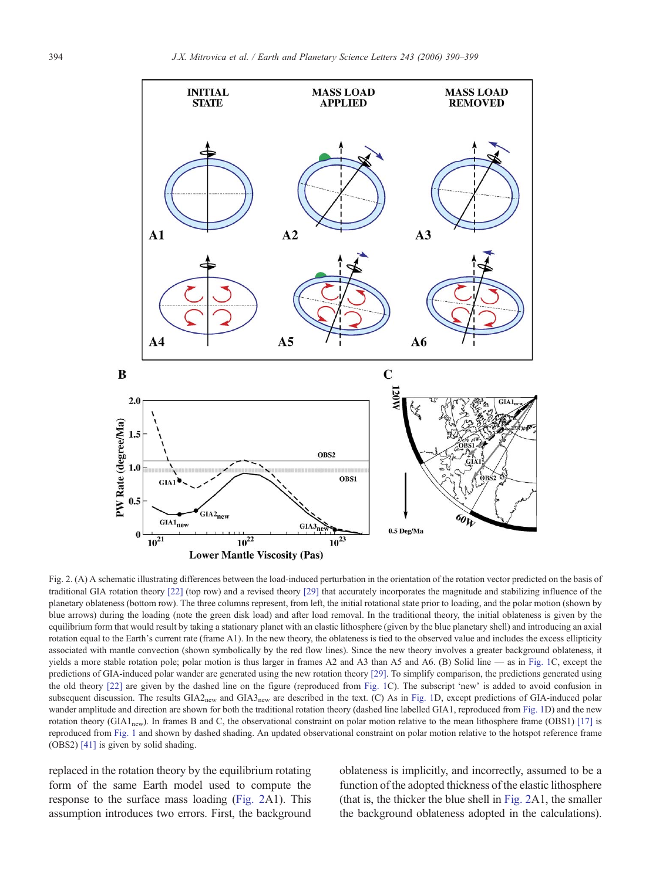Fig. 2. (A) A schematic illustrating differences between the load-induced perturbation in the orientation of the rotation vector predicted on the basis of traditional GIA rotation theory [22] (top row) and a revised theory [29] that accurately incorporates the magnitude and stabilizing influence of the planetary oblateness (bottom row). The three columns represent, from left, the initial rotational state prior to loading, and the polar motion (shown by blue arrows) during the loading (note the green disk load) and after load removal. In the traditional theory, the initial oblateness is given by the equilibrium form that would result by taking a stationary planet with an elastic lithosphere (given by the blue planetary shell) and introducing an axial rotation equal to the Earth's current rate (frame A1). In the new theory, the oblateness is tied to the observed value and includes the excess ellipticity associated with mantle convection (shown symbolically by the red flow lines). Since the new theory involves a greater background oblateness, it yields a more stable rotation pole; polar motion is thus larger in frames A2 and A3 than A5 and A6. (B) Solid line — as in Fig. 1C, except the predictions of GIA-induced polar wander are generated using the new rotation theory [29]. To simplify comparison, the predictions generated using the old theory [22] are given by the dashed line on the figure (reproduced from Fig. 1C). The subscript 'new' is added to avoid confusion in subsequent discussion. The results $GIA2_{new}$ and $GIA3_{new}$ are described in the text. (C) As in Fig. 1D, except predictions of GIA-induced polar wander amplitude and direction are shown for both the traditional rotation theory (dashed line labelled GIA1, reproduced from Fig. 1D) and the new rotation theory ($GIA1_{new}$). In frames B and C, the observational constraint on polar motion relative to the mean lithosphere frame (OBS1) [17] is reproduced from Fig. 1 and shown by dashed shading. An updated observational constraint on polar motion relative to the hotspot reference frame (OBS2) [41] is given by solid shading.

replaced in the rotation theory by the equilibrium rotating form of the same Earth model used to compute the response to the surface mass loading (Fig. 2A1). This assumption introduces two errors. First, the background oblateness is implicitly, and incorrectly, assumed to be a function of the adopted thickness of the elastic lithosphere (that is, the thicker the blue shell in Fig. 2A1, the smaller the background oblateness adopted in the calculations).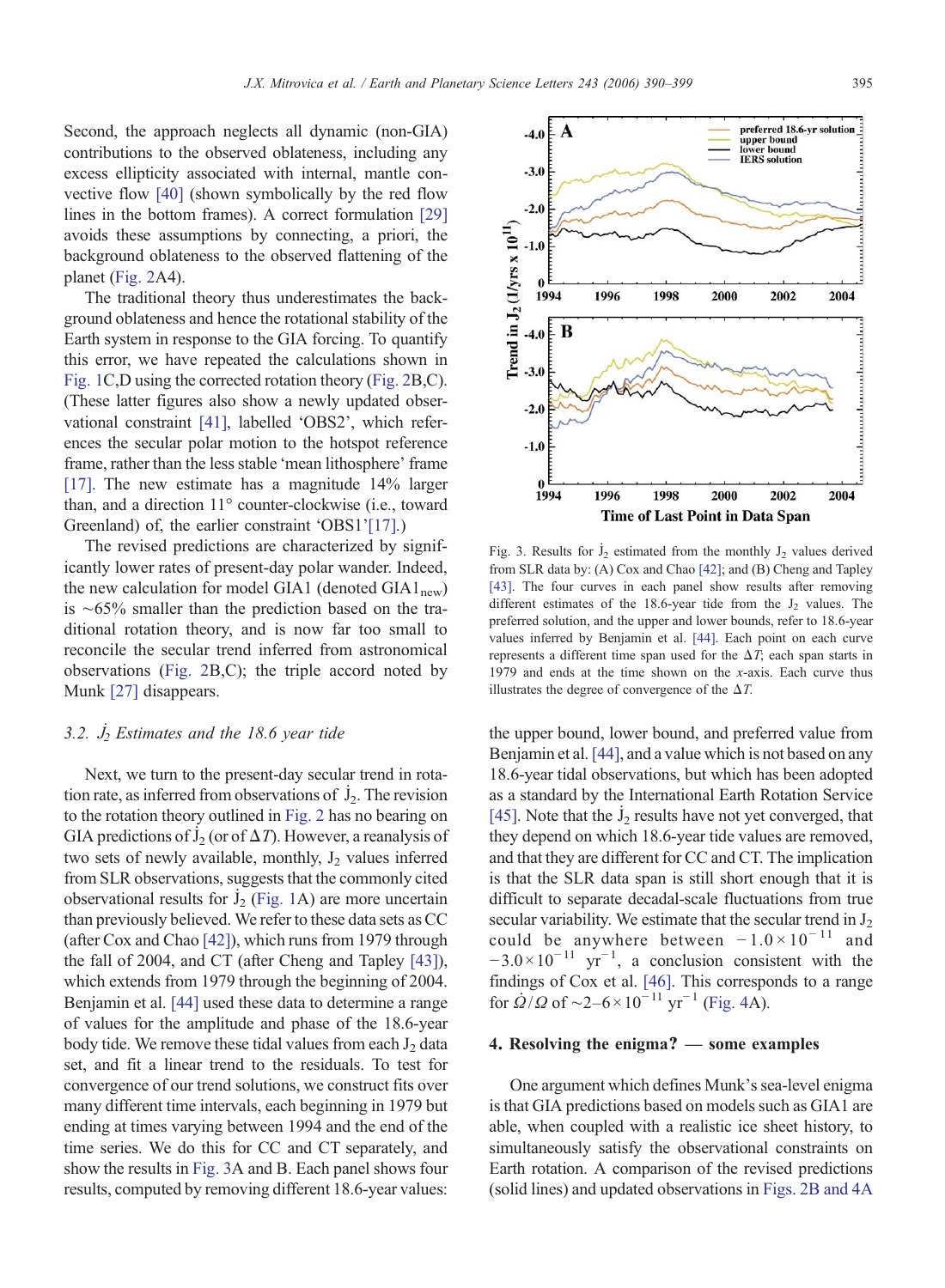Second, the approach neglects all dynamic (non-GIA) contributions to the observed oblateness, including any excess ellipticity associated with internal, mantle convective flow [40] (shown symbolically by the red flow lines in the bottom frames). A correct formulation [29] avoids these assumptions by connecting, a priori, the background oblateness to the observed flattening of the planet (Fig. 2A4).

The traditional theory thus underestimates the background oblateness and hence the rotational stability of the Earth system in response to the GIA forcing. To quantify this error, we have repeated the calculations shown in Fig. 1C,D using the corrected rotation theory (Fig. 2B,C). (These latter figures also show a newly updated observational constraint [41], labelled 'OBS2', which references the secular polar motion to the hotspot reference frame, rather than the less stable 'mean lithosphere' frame [17]. The new estimate has a magnitude 14% larger than, and a direction 11° counter-clockwise (i.e., toward Greenland) of, the earlier constraint 'OBS1'[17].)

The revised predictions are characterized by significantly lower rates of present-day polar wander. Indeed, the new calculation for model GIA1 (denoted $\mathrm{GIA1_{new}}$) is ~65% smaller than the prediction based on the traditional rotation theory, and is now far too small to reconcile the secular trend inferred from astronomical observations (Fig. 2B,C); the triple accord noted by Munk [27] disappears.

### 3.2. $\dot{J}_2$ Estimates and the 18.6 year tide

Next, we turn to the present-day secular trend in rotation rate, as inferred from observations of $\dot{J}_2$. The revision to the rotation theory outlined in Fig. 2 has no bearing on GIA predictions of $\dot{J}_2$ (or of $\Delta T$). However, a reanalysis of two sets of newly available, monthly, $J_2$ values inferred from SLR observations, suggests that the commonly cited observational results for $\dot{J}_2$ (Fig. 1A) are more uncertain than previously believed. We refer to these data sets as CC (after Cox and Chao [42]), which runs from 1979 through the fall of 2004, and CT (after Cheng and Tapley [43]), which extends from 1979 through the beginning of 2004. Benjamin et al. [44] used these data to determine a range of values for the amplitude and phase of the 18.6-year body tide. We remove these tidal values from each $J_2$ data set, and fit a linear trend to the residuals. To test for convergence of our trend solutions, we construct fits over many different time intervals, each beginning in 1979 but ending at times varying between 1994 and the end of the time series. We do this for CC and CT separately, and show the results in Fig. 3A and B. Each panel shows four results, computed by removing different 18.6-year values: the upper bound, lower bound, and preferred value from Benjamin et al. [44], and a value which is not based on any 18.6-year tidal observations, but which has been adopted as a standard by the International Earth Rotation Service [45]. Note that the $\dot{J}_2$ results have not yet converged, that they depend on which 18.6-year tide values are removed, and that they are different for CC and CT. The implication is that the SLR data span is still short enough that it is difficult to separate decadal-scale fluctuations from true secular variability. We estimate that the secular trend in $J_2$ could be anywhere between $-1.0\times10^{-11}$ and $-3.0\times10^{-11}$ $\mathrm{yr^{-1}}$, a conclusion consistent with the findings of Cox et al. [46]. This corresponds to a range for $\dot{\Omega}/\Omega$ of ~$2$–$6\times10^{-11}$ $\mathrm{yr^{-1}}$ (Fig. 4A).

Fig. 3. Results for $\dot{J}_2$ estimated from the monthly $J_2$ values derived from SLR data by: (A) Cox and Chao [42]; and (B) Cheng and Tapley [43]. The four curves in each panel show results after removing different estimates of the 18.6-year tide from the $J_2$ values. The preferred solution, and the upper and lower bounds, refer to 18.6-year values inferred by Benjamin et al. [44]. Each point on each curve represents a different time span used for the $\Delta T$; each span starts in 1979 and ends at the time shown on the $x$-axis. Each curve thus illustrates the degree of convergence of the $\Delta T$.

## 4. Resolving the enigma? — some examples

One argument which defines Munk's sea-level enigma is that GIA predictions based on models such as GIA1 are able, when coupled with a realistic ice sheet history, to simultaneously satisfy the observational constraints on Earth rotation. A comparison of the revised predictions (solid lines) and updated observations in Figs. 2B and 4A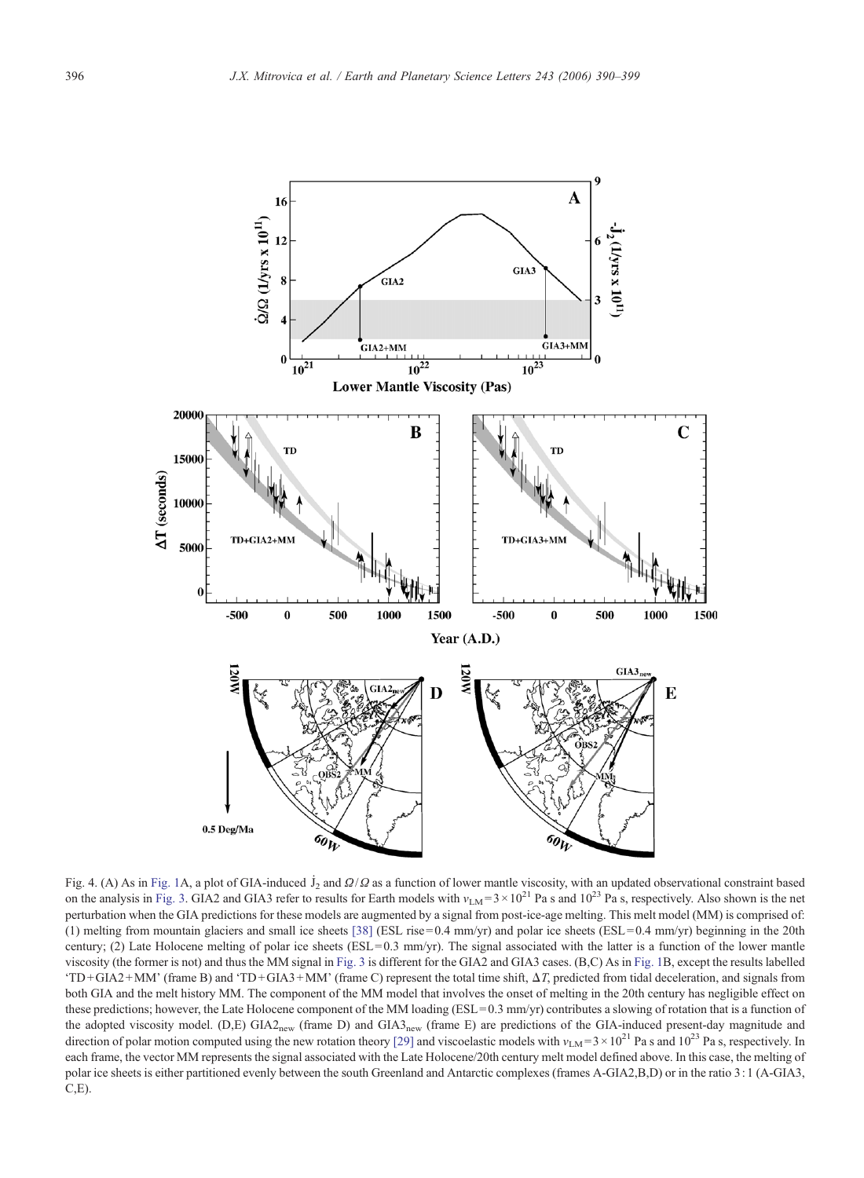Fig. 4. (A) As in Fig. 1A, a plot of GIA-induced $\dot{J}_2$ and $\dot{\Omega}/\Omega$ as a function of lower mantle viscosity, with an updated observational constraint based on the analysis in Fig. 3. GIA2 and GIA3 refer to results for Earth models with $v_{LM} = 3 \times 10^{21}$ Pa s and $10^{23}$ Pa s, respectively. Also shown is the net perturbation when the GIA predictions for these models are augmented by a signal from post-ice-age melting. This melt model (MM) is comprised of: (1) melting from mountain glaciers and small ice sheets [38] (ESL rise = 0.4 mm/yr) and polar ice sheets (ESL = 0.4 mm/yr) beginning in the 20th century; (2) Late Holocene melting of polar ice sheets (ESL = 0.3 mm/yr). The signal associated with the latter is a function of the lower mantle viscosity (the former is not) and thus the MM signal in Fig. 3 is different for the GIA2 and GIA3 cases. (B,C) As in Fig. 1B, except the results labelled 'TD + GIA2 + MM' (frame B) and 'TD + GIA3 + MM' (frame C) represent the total time shift, $\Delta T$, predicted from tidal deceleration, and signals from both GIA and the melt history MM. The component of the MM model that involves the onset of melting in the 20th century has negligible effect on these predictions; however, the Late Holocene component of the MM loading (ESL = 0.3 mm/yr) contributes a slowing of rotation that is a function of the adopted viscosity model. (D,E) $GIA2_{new}$ (frame D) and $GIA3_{new}$ (frame E) are predictions of the GIA-induced present-day magnitude and direction of polar motion computed using the new rotation theory [29] and viscoelastic models with $v_{LM} = 3 \times 10^{21}$ Pa s and $10^{23}$ Pa s, respectively. In each frame, the vector MM represents the signal associated with the Late Holocene/20th century melt model defined above. In this case, the melting of polar ice sheets is either partitioned evenly between the south Greenland and Antarctic complexes (frames A-GIA2,B,D) or in the ratio 3 : 1 (A-GIA3, C,E).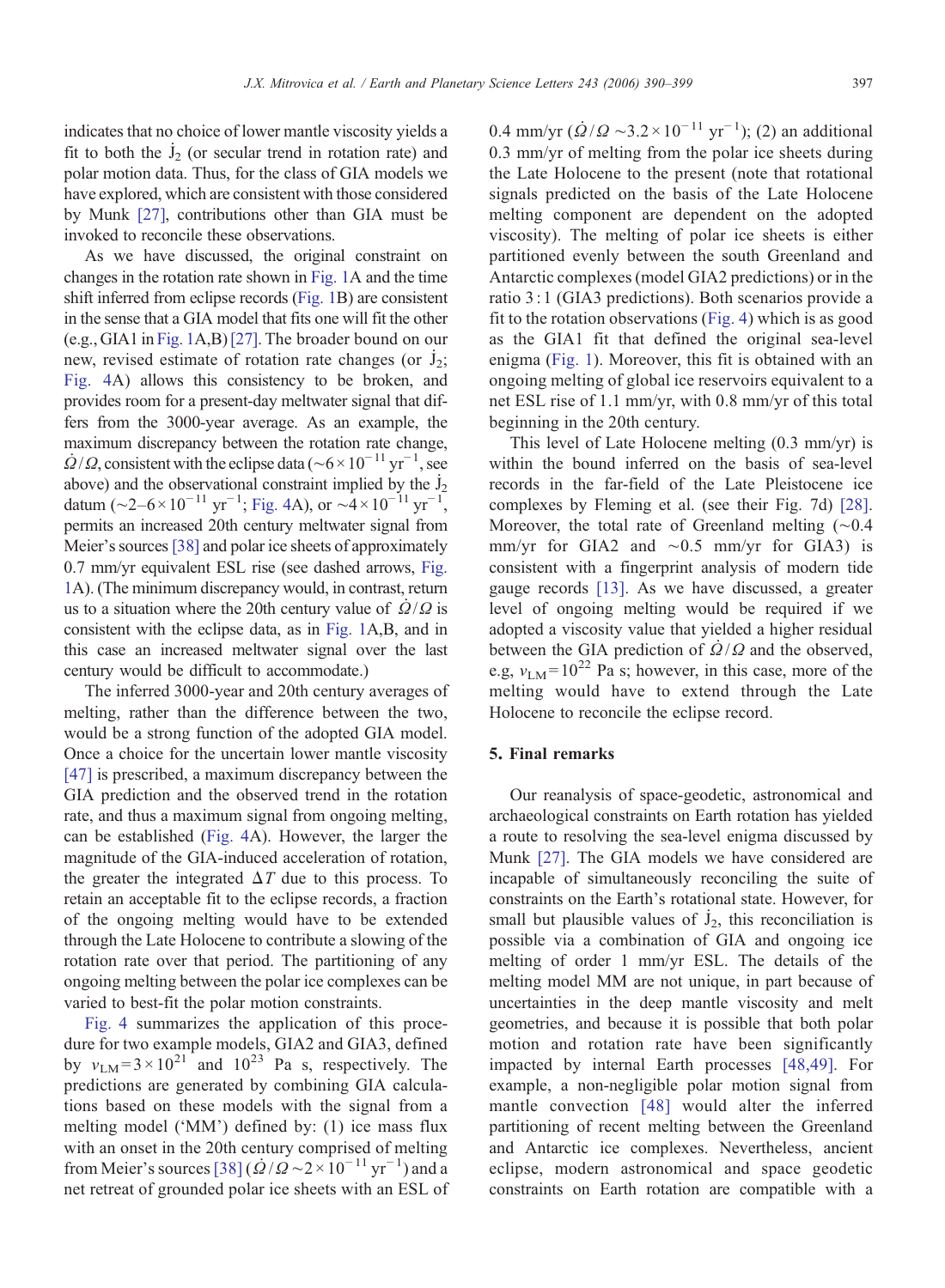indicates that no choice of lower mantle viscosity yields a fit to both the $\dot{J}_2$ (or secular trend in rotation rate) and polar motion data. Thus, for the class of GIA models we have explored, which are consistent with those considered by Munk [27], contributions other than GIA must be invoked to reconcile these observations.

As we have discussed, the original constraint on changes in the rotation rate shown in Fig. 1A and the time shift inferred from eclipse records (Fig. 1B) are consistent in the sense that a GIA model that fits one will fit the other (e.g., GIA1 in Fig. 1A,B) [27]. The broader bound on our new, revised estimate of rotation rate changes (or $\dot{J}_2$; Fig. 4A) allows this consistency to be broken, and provides room for a present-day meltwater signal that differs from the 3000-year average. As an example, the maximum discrepancy between the rotation rate change, $\dot{\Omega}/\Omega$, consistent with the eclipse data ($\sim 6\times10^{-11}$ yr$^{-1}$, see above) and the observational constraint implied by the $\dot{J}_2$ datum ($\sim 2$–$6\times10^{-11}$ yr$^{-1}$; Fig. 4A), or $\sim 4\times10^{-11}$ yr$^{-1}$, permits an increased 20th century meltwater signal from Meier's sources [38] and polar ice sheets of approximately 0.7 mm/yr equivalent ESL rise (see dashed arrows, Fig. 1A). (The minimum discrepancy would, in contrast, return us to a situation where the 20th century value of $\dot{\Omega}/\Omega$ is consistent with the eclipse data, as in Fig. 1A,B, and in this case an increased meltwater signal over the last century would be difficult to accommodate.)

The inferred 3000-year and 20th century averages of melting, rather than the difference between the two, would be a strong function of the adopted GIA model. Once a choice for the uncertain lower mantle viscosity [47] is prescribed, a maximum discrepancy between the GIA prediction and the observed trend in the rotation rate, and thus a maximum signal from ongoing melting, can be established (Fig. 4A). However, the larger the magnitude of the GIA-induced acceleration of rotation, the greater the integrated $\Delta T$ due to this process. To retain an acceptable fit to the eclipse records, a fraction of the ongoing melting would have to be extended through the Late Holocene to contribute a slowing of the rotation rate over that period. The partitioning of any ongoing melting between the polar ice complexes can be varied to best-fit the polar motion constraints.

Fig. 4 summarizes the application of this procedure for two example models, GIA2 and GIA3, defined by $\nu_{LM}=3\times10^{21}$ and $10^{23}$ Pa s, respectively. The predictions are generated by combining GIA calculations based on these models with the signal from a melting model ('MM') defined by: (1) ice mass flux with an onset in the 20th century comprised of melting from Meier's sources [38] ($\dot{\Omega}/\Omega \sim 2\times10^{-11}$ yr$^{-1}$) and a net retreat of grounded polar ice sheets with an ESL of 0.4 mm/yr ($\dot{\Omega}/\Omega \sim 3.2\times10^{-11}$ yr$^{-1}$); (2) an additional 0.3 mm/yr of melting from the polar ice sheets during the Late Holocene to the present (note that rotational signals predicted on the basis of the Late Holocene melting component are dependent on the adopted viscosity). The melting of polar ice sheets is either partitioned evenly between the south Greenland and Antarctic complexes (model GIA2 predictions) or in the ratio 3 : 1 (GIA3 predictions). Both scenarios provide a fit to the rotation observations (Fig. 4) which is as good as the GIA1 fit that defined the original sea-level enigma (Fig. 1). Moreover, this fit is obtained with an ongoing melting of global ice reservoirs equivalent to a net ESL rise of 1.1 mm/yr, with 0.8 mm/yr of this total beginning in the 20th century.

This level of Late Holocene melting (0.3 mm/yr) is within the bound inferred on the basis of sea-level records in the far-field of the Late Pleistocene ice complexes by Fleming et al. (see their Fig. 7d) [28]. Moreover, the total rate of Greenland melting ($\sim$0.4 mm/yr for GIA2 and $\sim$0.5 mm/yr for GIA3) is consistent with a fingerprint analysis of modern tide gauge records [13]. As we have discussed, a greater level of ongoing melting would be required if we adopted a viscosity value that yielded a higher residual between the GIA prediction of $\dot{\Omega}/\Omega$ and the observed, e.g, $\nu_{LM}=10^{22}$ Pa s; however, in this case, more of the melting would have to extend through the Late Holocene to reconcile the eclipse record.

## 5. Final remarks

Our reanalysis of space-geodetic, astronomical and archaeological constraints on Earth rotation has yielded a route to resolving the sea-level enigma discussed by Munk [27]. The GIA models we have considered are incapable of simultaneously reconciling the suite of constraints on the Earth's rotational state. However, for small but plausible values of $\dot{J}_2$, this reconciliation is possible via a combination of GIA and ongoing ice melting of order 1 mm/yr ESL. The details of the melting model MM are not unique, in part because of uncertainties in the deep mantle viscosity and melt geometries, and because it is possible that both polar motion and rotation rate have been significantly impacted by internal Earth processes [48,49]. For example, a non-negligible polar motion signal from mantle convection [48] would alter the inferred partitioning of recent melting between the Greenland and Antarctic ice complexes. Nevertheless, ancient eclipse, modern astronomical and space geodetic constraints on Earth rotation are compatible with a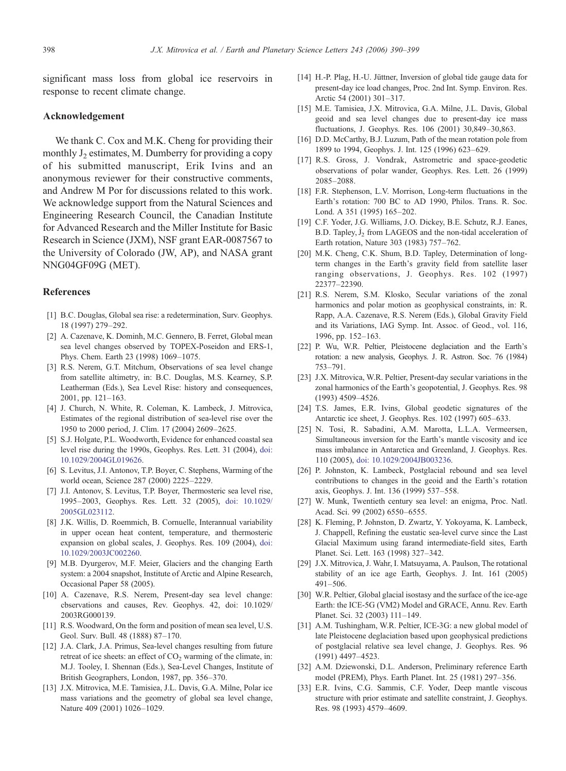significant mass loss from global ice reservoirs in response to recent climate change.

## Acknowledgement

We thank C. Cox and M.K. Cheng for providing their monthly $J_2$ estimates, M. Dumberry for providing a copy of his submitted manuscript, Erik Ivins and an anonymous reviewer for their constructive comments, and Andrew M Por for discussions related to this work. We acknowledge support from the Natural Sciences and Engineering Research Council, the Canadian Institute for Advanced Research and the Miller Institute for Basic Research in Science (JXM), NSF grant EAR-0087567 to the University of Colorado (JW, AP), and NASA grant NNG04GF09G (MET).

## References

[1] B.C. Douglas, Global sea rise: a redetermination, Surv. Geophys. 18 (1997) 279–292.

[2] A. Cazenave, K. Dominh, M.C. Gennero, B. Ferret, Global mean sea level changes observed by TOPEX-Poseidon and ERS-1, Phys. Chem. Earth 23 (1998) 1069–1075.

[3] R.S. Nerem, G.T. Mitchum, Observations of sea level change from satellite altimetry, in: B.C. Douglas, M.S. Kearney, S.P. Leatherman (Eds.), Sea Level Rise: history and consequences, 2001, pp. 121–163.

[4] J. Church, N. White, R. Coleman, K. Lambeck, J. Mitrovica, Estimates of the regional distribution of sea-level rise over the 1950 to 2000 period, J. Clim. 17 (2004) 2609–2625.

[5] S.J. Holgate, P.L. Woodworth, Evidence for enhanced coastal sea level rise during the 1990s, Geophys. Res. Lett. 31 (2004), doi: 10.1029/2004GL019626.

[6] S. Levitus, J.I. Antonov, T.P. Boyer, C. Stephens, Warming of the world ocean, Science 287 (2000) 2225–2229.

[7] J.I. Antonov, S. Levitus, T.P. Boyer, Thermosteric sea level rise, 1995–2003, Geophys. Res. Lett. 32 (2005), doi: 10.1029/2005GL023112.

[8] J.K. Willis, D. Roemmich, B. Cornuelle, Interannual variability in upper ocean heat content, temperature, and thermosteric expansion on global scales, J. Geophys. Res. 109 (2004), doi: 10.1029/2003JC002260.

[9] M.B. Dyurgerov, M.F. Meier, Glaciers and the changing Earth system: a 2004 snapshot, Institute of Arctic and Alpine Research, Occasional Paper 58 (2005).

[10] A. Cazenave, R.S. Nerem, Present-day sea level change: cbservations and causes, Rev. Geophys. 42, doi: 10.1029/2003RG000139.

[11] R.S. Woodward, On the form and position of mean sea level, U.S. Geol. Surv. Bull. 48 (1888) 87–170.

[12] J.A. Clark, J.A. Primus, Sea-level changes resulting from future retreat of ice sheets: an effect of $CO_2$ warming of the climate, in: M.J. Tooley, I. Shennan (Eds.), Sea-Level Changes, Institute of British Geographers, London, 1987, pp. 356–370.

[13] J.X. Mitrovica, M.E. Tamisiea, J.L. Davis, G.A. Milne, Polar ice mass variations and the geometry of global sea level change, Nature 409 (2001) 1026–1029.

[14] H.-P. Plag, H.-U. Jüttner, Inversion of global tide gauge data for present-day ice load changes, Proc. 2nd Int. Symp. Environ. Res. Arctic 54 (2001) 301–317.

[15] M.E. Tamisiea, J.X. Mitrovica, G.A. Milne, J.L. Davis, Global geoid and sea level changes due to present-day ice mass fluctuations, J. Geophys. Res. 106 (2001) 30,849–30,863.

[16] D.D. McCarthy, B.J. Luzum, Path of the mean rotation pole from 1899 to 1994, Geophys. J. Int. 125 (1996) 623–629.

[17] R.S. Gross, J. Vondrak, Astrometric and space-geodetic observations of polar wander, Geophys. Res. Lett. 26 (1999) 2085–2088.

[18] F.R. Stephenson, L.V. Morrison, Long-term fluctuations in the Earth's rotation: 700 BC to AD 1990, Philos. Trans. R. Soc. Lond. A 351 (1995) 165–202.

[19] C.F. Yoder, J.G. Williams, J.O. Dickey, B.E. Schutz, R.J. Eanes, B.D. Tapley, $J_2$ from LAGEOS and the non-tidal acceleration of Earth rotation, Nature 303 (1983) 757–762.

[20] M.K. Cheng, C.K. Shum, B.D. Tapley, Determination of long-term changes in the Earth's gravity field from satellite laser ranging observations, J. Geophys. Res. 102 (1997) 22377–22390.

[21] R.S. Nerem, S.M. Klosko, Secular variations of the zonal harmonics and polar motion as geophysical constraints, in: R. Rapp, A.A. Cazenave, R.S. Nerem (Eds.), Global Gravity Field and its Variations, IAG Symp. Int. Assoc. of Geod., vol. 116, 1996, pp. 152–163.

[22] P. Wu, W.R. Peltier, Pleistocene deglaciation and the Earth's rotation: a new analysis, Geophys. J. R. Astron. Soc. 76 (1984) 753–791.

[23] J.X. Mitrovica, W.R. Peltier, Present-day secular variations in the zonal harmonics of the Earth's geopotential, J. Geophys. Res. 98 (1993) 4509–4526.

[24] T.S. James, E.R. Ivins, Global geodetic signatures of the Antarctic ice sheet, J. Geophys. Res. 102 (1997) 605–633.

[25] N. Tosi, R. Sabadini, A.M. Marotta, L.L.A. Vermeersen, Simultaneous inversion for the Earth's mantle viscosity and ice mass imbalance in Antarctica and Greenland, J. Geophys. Res. 110 (2005), doi: 10.1029/2004JB003236.

[26] P. Johnston, K. Lambeck, Postglacial rebound and sea level contributions to changes in the geoid and the Earth's rotation axis, Geophys. J. Int. 136 (1999) 537–558.

[27] W. Munk, Twentieth century sea level: an enigma, Proc. Natl. Acad. Sci. 99 (2002) 6550–6555.

[28] K. Fleming, P. Johnston, D. Zwartz, Y. Yokoyama, K. Lambeck, J. Chappell, Refining the eustatic sea-level curve since the Last Glacial Maximum using farand intermediate-field sites, Earth Planet. Sci. Lett. 163 (1998) 327–342.

[29] J.X. Mitrovica, J. Wahr, I. Matsuyama, A. Paulson, The rotational stability of an ice age Earth, Geophys. J. Int. 161 (2005) 491–506.

[30] W.R. Peltier, Global glacial isostasy and the surface of the ice-age Earth: the ICE-5G (VM2) Model and GRACE, Annu. Rev. Earth Planet. Sci. 32 (2003) 111–149.

[31] A.M. Tushingham, W.R. Peltier, ICE-3G: a new global model of late Pleistocene deglaciation based upon geophysical predictions of postglacial relative sea level change, J. Geophys. Res. 96 (1991) 4497–4523.

[32] A.M. Dziewonski, D.L. Anderson, Preliminary reference Earth model (PREM), Phys. Earth Planet. Int. 25 (1981) 297–356.

[33] E.R. Ivins, C.G. Sammis, C.F. Yoder, Deep mantle viscous structure with prior estimate and satellite constraint, J. Geophys. Res. 98 (1993) 4579–4609.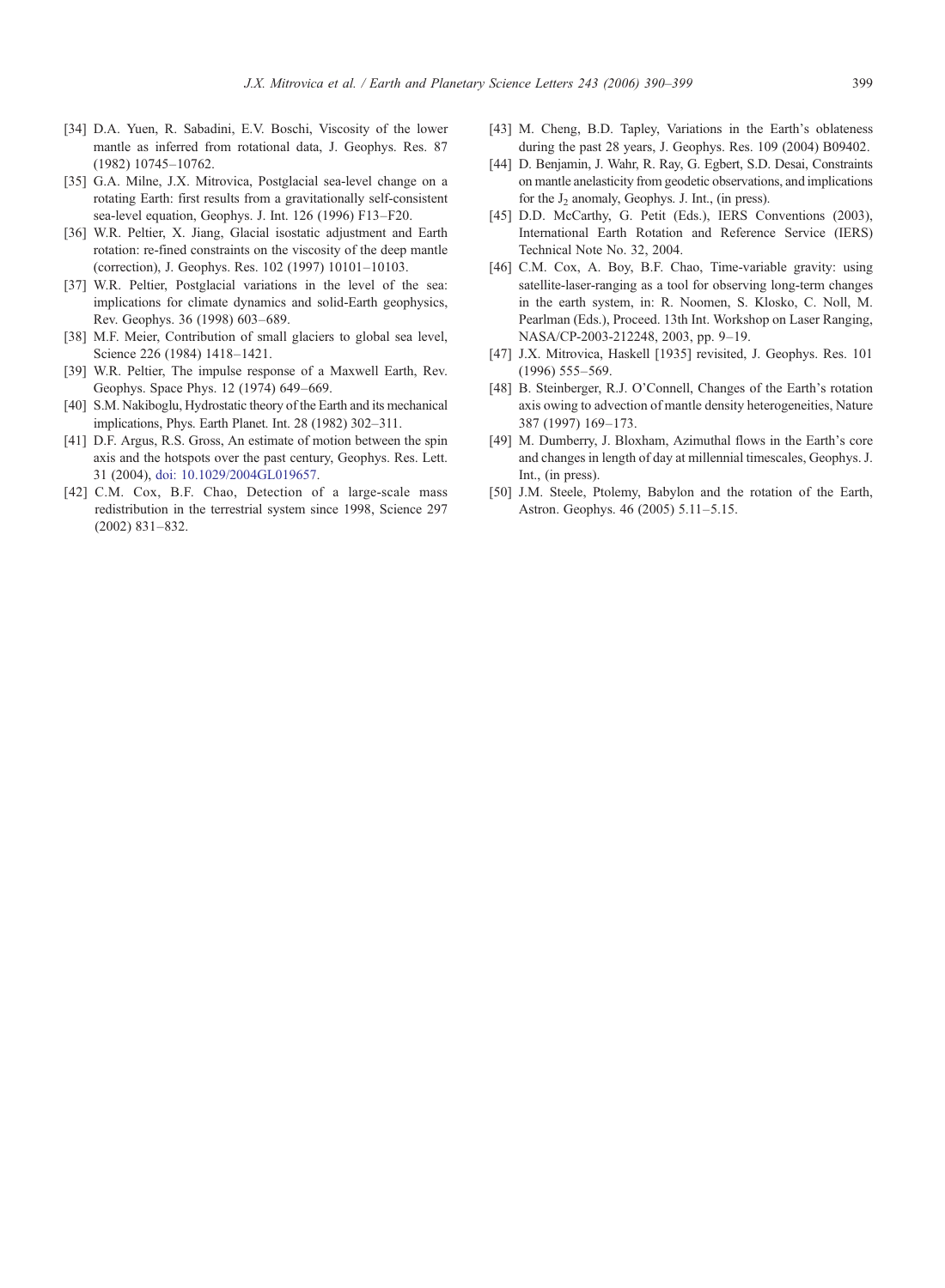[34] D.A. Yuen, R. Sabadini, E.V. Boschi, Viscosity of the lower mantle as inferred from rotational data, J. Geophys. Res. 87 (1982) 10745–10762.

[35] G.A. Milne, J.X. Mitrovica, Postglacial sea-level change on a rotating Earth: first results from a gravitationally self-consistent sea-level equation, Geophys. J. Int. 126 (1996) F13–F20.

[36] W.R. Peltier, X. Jiang, Glacial isostatic adjustment and Earth rotation: re-fined constraints on the viscosity of the deep mantle (correction), J. Geophys. Res. 102 (1997) 10101–10103.

[37] W.R. Peltier, Postglacial variations in the level of the sea: implications for climate dynamics and solid-Earth geophysics, Rev. Geophys. 36 (1998) 603–689.

[38] M.F. Meier, Contribution of small glaciers to global sea level, Science 226 (1984) 1418–1421.

[39] W.R. Peltier, The impulse response of a Maxwell Earth, Rev. Geophys. Space Phys. 12 (1974) 649–669.

[40] S.M. Nakiboglu, Hydrostatic theory of the Earth and its mechanical implications, Phys. Earth Planet. Int. 28 (1982) 302–311.

[41] D.F. Argus, R.S. Gross, An estimate of motion between the spin axis and the hotspots over the past century, Geophys. Res. Lett. 31 (2004), doi: 10.1029/2004GL019657.

[42] C.M. Cox, B.F. Chao, Detection of a large-scale mass redistribution in the terrestrial system since 1998, Science 297 (2002) 831–832.

[43] M. Cheng, B.D. Tapley, Variations in the Earth's oblateness during the past 28 years, J. Geophys. Res. 109 (2004) B09402.

[44] D. Benjamin, J. Wahr, R. Ray, G. Egbert, S.D. Desai, Constraints on mantle anelasticity from geodetic observations, and implications for the $J_2$ anomaly, Geophys. J. Int., (in press).

[45] D.D. McCarthy, G. Petit (Eds.), IERS Conventions (2003), International Earth Rotation and Reference Service (IERS) Technical Note No. 32, 2004.

[46] C.M. Cox, A. Boy, B.F. Chao, Time-variable gravity: using satellite-laser-ranging as a tool for observing long-term changes in the earth system, in: R. Noomen, S. Klosko, C. Noll, M. Pearlman (Eds.), Proceed. 13th Int. Workshop on Laser Ranging, NASA/CP-2003-212248, 2003, pp. 9–19.

[47] J.X. Mitrovica, Haskell [1935] revisited, J. Geophys. Res. 101 (1996) 555–569.

[48] B. Steinberger, R.J. O'Connell, Changes of the Earth's rotation axis owing to advection of mantle density heterogeneities, Nature 387 (1997) 169–173.

[49] M. Dumberry, J. Bloxham, Azimuthal flows in the Earth's core and changes in length of day at millennial timescales, Geophys. J. Int., (in press).

[50] J.M. Steele, Ptolemy, Babylon and the rotation of the Earth, Astron. Geophys. 46 (2005) 5.11–5.15.